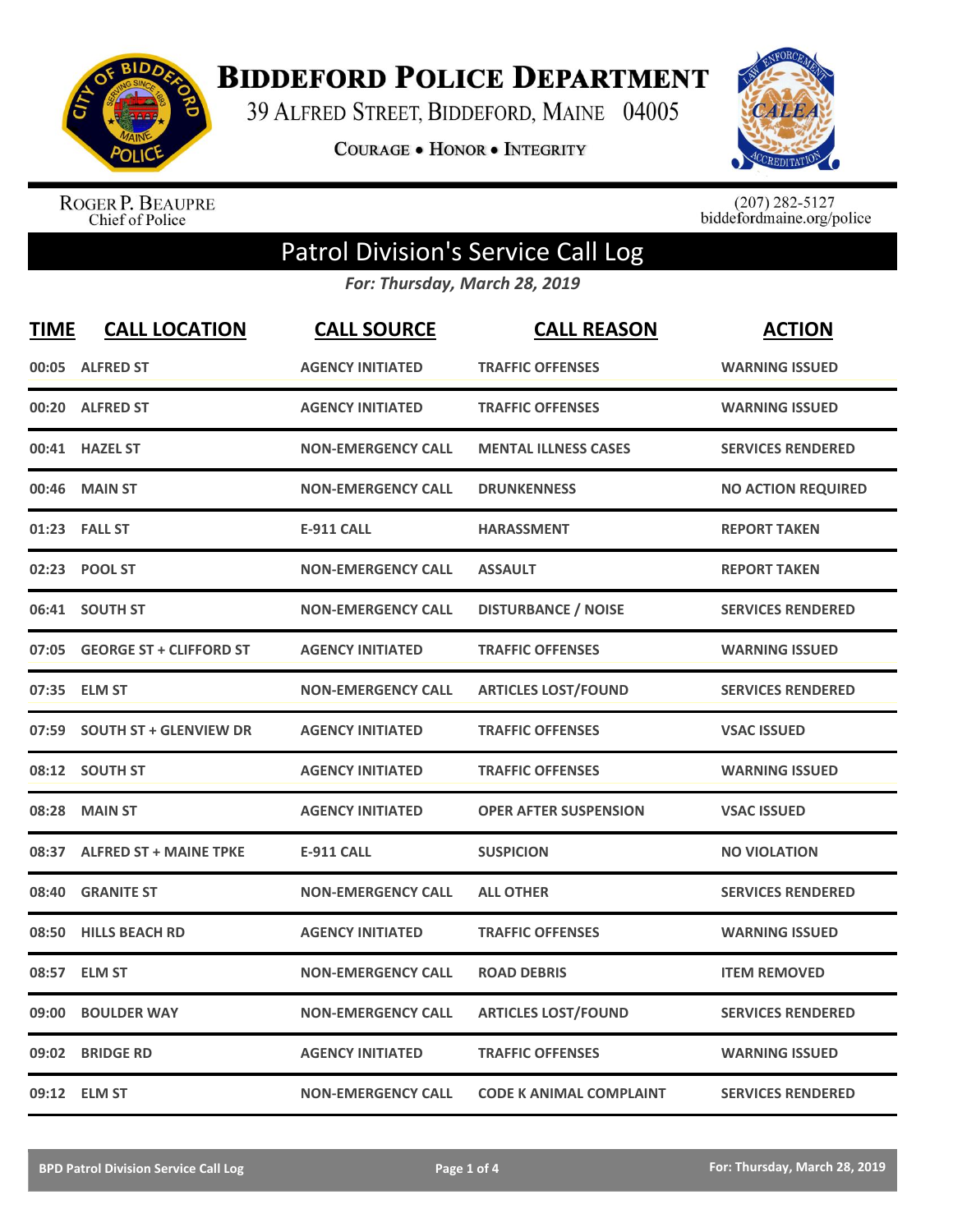# Biddeford Police Department

39 Alfred Street, Biddeford, Maine 04005

Courage • Honor • Integrity

Roger P. Beaupre
Chief of Police

(207) 282-5127
biddefordmaine.org/police

## Patrol Division's Service Call Log

*For: Thursday, March 28, 2019*

| TIME | CALL LOCATION | CALL SOURCE | CALL REASON | ACTION |
|---|---|---|---|---|
| 00:05 | ALFRED ST | AGENCY INITIATED | TRAFFIC OFFENSES | WARNING ISSUED |
| 00:20 | ALFRED ST | AGENCY INITIATED | TRAFFIC OFFENSES | WARNING ISSUED |
| 00:41 | HAZEL ST | NON-EMERGENCY CALL | MENTAL ILLNESS CASES | SERVICES RENDERED |
| 00:46 | MAIN ST | NON-EMERGENCY CALL | DRUNKENNESS | NO ACTION REQUIRED |
| 01:23 | FALL ST | E-911 CALL | HARASSMENT | REPORT TAKEN |
| 02:23 | POOL ST | NON-EMERGENCY CALL | ASSAULT | REPORT TAKEN |
| 06:41 | SOUTH ST | NON-EMERGENCY CALL | DISTURBANCE / NOISE | SERVICES RENDERED |
| 07:05 | GEORGE ST + CLIFFORD ST | AGENCY INITIATED | TRAFFIC OFFENSES | WARNING ISSUED |
| 07:35 | ELM ST | NON-EMERGENCY CALL | ARTICLES LOST/FOUND | SERVICES RENDERED |
| 07:59 | SOUTH ST + GLENVIEW DR | AGENCY INITIATED | TRAFFIC OFFENSES | VSAC ISSUED |
| 08:12 | SOUTH ST | AGENCY INITIATED | TRAFFIC OFFENSES | WARNING ISSUED |
| 08:28 | MAIN ST | AGENCY INITIATED | OPER AFTER SUSPENSION | VSAC ISSUED |
| 08:37 | ALFRED ST + MAINE TPKE | E-911 CALL | SUSPICION | NO VIOLATION |
| 08:40 | GRANITE ST | NON-EMERGENCY CALL | ALL OTHER | SERVICES RENDERED |
| 08:50 | HILLS BEACH RD | AGENCY INITIATED | TRAFFIC OFFENSES | WARNING ISSUED |
| 08:57 | ELM ST | NON-EMERGENCY CALL | ROAD DEBRIS | ITEM REMOVED |
| 09:00 | BOULDER WAY | NON-EMERGENCY CALL | ARTICLES LOST/FOUND | SERVICES RENDERED |
| 09:02 | BRIDGE RD | AGENCY INITIATED | TRAFFIC OFFENSES | WARNING ISSUED |
| 09:12 | ELM ST | NON-EMERGENCY CALL | CODE K ANIMAL COMPLAINT | SERVICES RENDERED |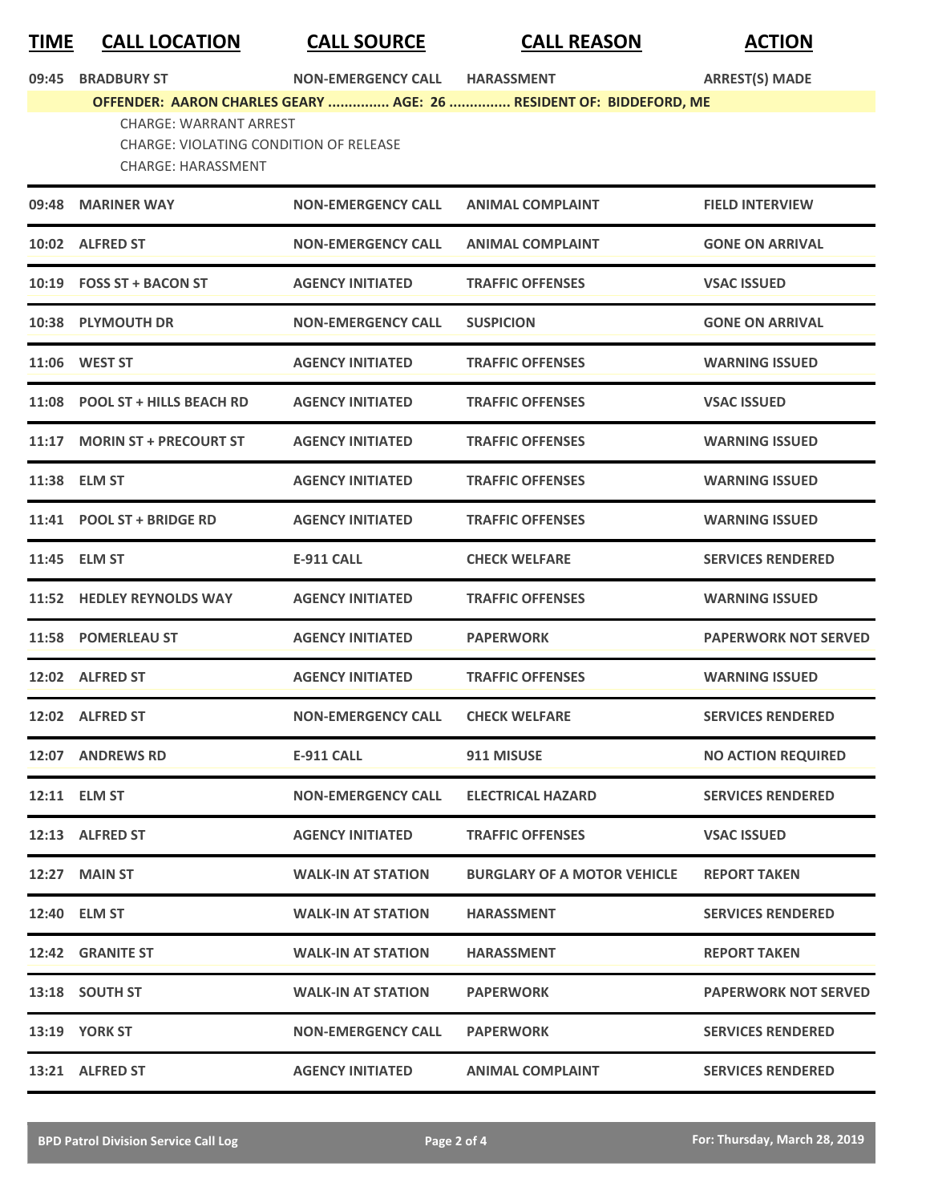| TIME | CALL LOCATION | CALL SOURCE | CALL REASON | ACTION |
|---|---|---|---|---|
| 09:45 | BRADBURY ST | NON-EMERGENCY CALL | HARASSMENT | ARREST(S) MADE |
| OFFENDER: AARON CHARLES GEARY ............... AGE: 26 ............... RESIDENT OF: BIDDEFORD, ME | | | | |
| CHARGE: WARRANT ARREST<br>CHARGE: VIOLATING CONDITION OF RELEASE<br>CHARGE: HARASSMENT | | | | |
| 09:48 | MARINER WAY | NON-EMERGENCY CALL | ANIMAL COMPLAINT | FIELD INTERVIEW |
| 10:02 | ALFRED ST | NON-EMERGENCY CALL | ANIMAL COMPLAINT | GONE ON ARRIVAL |
| 10:19 | FOSS ST + BACON ST | AGENCY INITIATED | TRAFFIC OFFENSES | VSAC ISSUED |
| 10:38 | PLYMOUTH DR | NON-EMERGENCY CALL | SUSPICION | GONE ON ARRIVAL |
| 11:06 | WEST ST | AGENCY INITIATED | TRAFFIC OFFENSES | WARNING ISSUED |
| 11:08 | POOL ST + HILLS BEACH RD | AGENCY INITIATED | TRAFFIC OFFENSES | VSAC ISSUED |
| 11:17 | MORIN ST + PRECOURT ST | AGENCY INITIATED | TRAFFIC OFFENSES | WARNING ISSUED |
| 11:38 | ELM ST | AGENCY INITIATED | TRAFFIC OFFENSES | WARNING ISSUED |
| 11:41 | POOL ST + BRIDGE RD | AGENCY INITIATED | TRAFFIC OFFENSES | WARNING ISSUED |
| 11:45 | ELM ST | E-911 CALL | CHECK WELFARE | SERVICES RENDERED |
| 11:52 | HEDLEY REYNOLDS WAY | AGENCY INITIATED | TRAFFIC OFFENSES | WARNING ISSUED |
| 11:58 | POMERLEAU ST | AGENCY INITIATED | PAPERWORK | PAPERWORK NOT SERVED |
| 12:02 | ALFRED ST | AGENCY INITIATED | TRAFFIC OFFENSES | WARNING ISSUED |
| 12:02 | ALFRED ST | NON-EMERGENCY CALL | CHECK WELFARE | SERVICES RENDERED |
| 12:07 | ANDREWS RD | E-911 CALL | 911 MISUSE | NO ACTION REQUIRED |
| 12:11 | ELM ST | NON-EMERGENCY CALL | ELECTRICAL HAZARD | SERVICES RENDERED |
| 12:13 | ALFRED ST | AGENCY INITIATED | TRAFFIC OFFENSES | VSAC ISSUED |
| 12:27 | MAIN ST | WALK-IN AT STATION | BURGLARY OF A MOTOR VEHICLE | REPORT TAKEN |
| 12:40 | ELM ST | WALK-IN AT STATION | HARASSMENT | SERVICES RENDERED |
| 12:42 | GRANITE ST | WALK-IN AT STATION | HARASSMENT | REPORT TAKEN |
| 13:18 | SOUTH ST | WALK-IN AT STATION | PAPERWORK | PAPERWORK NOT SERVED |
| 13:19 | YORK ST | NON-EMERGENCY CALL | PAPERWORK | SERVICES RENDERED |
| 13:21 | ALFRED ST | AGENCY INITIATED | ANIMAL COMPLAINT | SERVICES RENDERED |

BPD Patrol Division Service Call Log — For: Thursday, March 28, 2019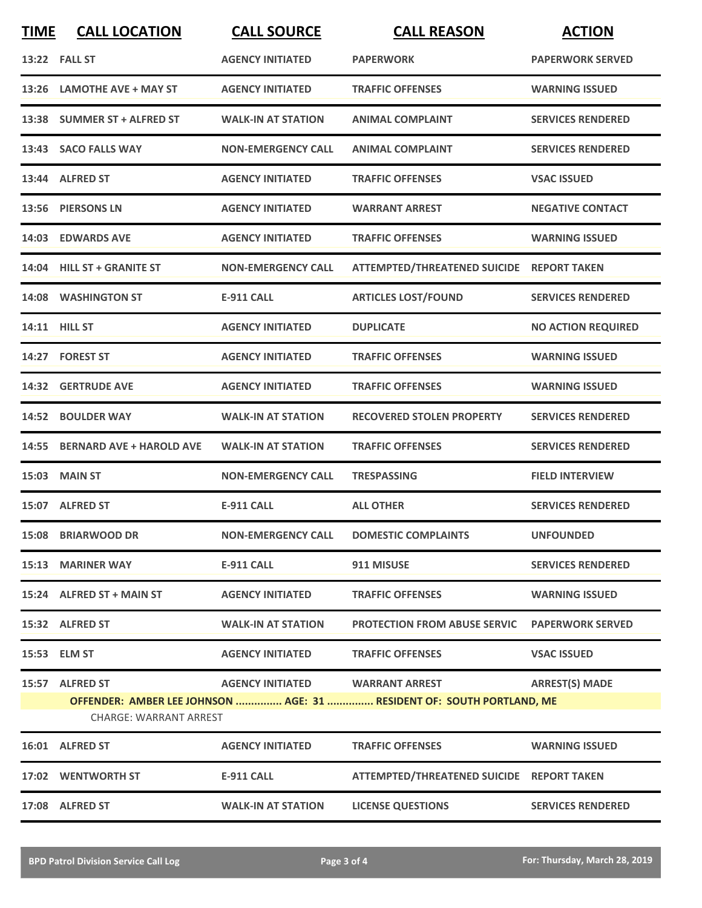| TIME | CALL LOCATION | CALL SOURCE | CALL REASON | ACTION |
|---|---|---|---|---|
| 13:22 | FALL ST | AGENCY INITIATED | PAPERWORK | PAPERWORK SERVED |
| 13:26 | LAMOTHE AVE + MAY ST | AGENCY INITIATED | TRAFFIC OFFENSES | WARNING ISSUED |
| 13:38 | SUMMER ST + ALFRED ST | WALK-IN AT STATION | ANIMAL COMPLAINT | SERVICES RENDERED |
| 13:43 | SACO FALLS WAY | NON-EMERGENCY CALL | ANIMAL COMPLAINT | SERVICES RENDERED |
| 13:44 | ALFRED ST | AGENCY INITIATED | TRAFFIC OFFENSES | VSAC ISSUED |
| 13:56 | PIERSONS LN | AGENCY INITIATED | WARRANT ARREST | NEGATIVE CONTACT |
| 14:03 | EDWARDS AVE | AGENCY INITIATED | TRAFFIC OFFENSES | WARNING ISSUED |
| 14:04 | HILL ST + GRANITE ST | NON-EMERGENCY CALL | ATTEMPTED/THREATENED SUICIDE | REPORT TAKEN |
| 14:08 | WASHINGTON ST | E-911 CALL | ARTICLES LOST/FOUND | SERVICES RENDERED |
| 14:11 | HILL ST | AGENCY INITIATED | DUPLICATE | NO ACTION REQUIRED |
| 14:27 | FOREST ST | AGENCY INITIATED | TRAFFIC OFFENSES | WARNING ISSUED |
| 14:32 | GERTRUDE AVE | AGENCY INITIATED | TRAFFIC OFFENSES | WARNING ISSUED |
| 14:52 | BOULDER WAY | WALK-IN AT STATION | RECOVERED STOLEN PROPERTY | SERVICES RENDERED |
| 14:55 | BERNARD AVE + HAROLD AVE | WALK-IN AT STATION | TRAFFIC OFFENSES | SERVICES RENDERED |
| 15:03 | MAIN ST | NON-EMERGENCY CALL | TRESPASSING | FIELD INTERVIEW |
| 15:07 | ALFRED ST | E-911 CALL | ALL OTHER | SERVICES RENDERED |
| 15:08 | BRIARWOOD DR | NON-EMERGENCY CALL | DOMESTIC COMPLAINTS | UNFOUNDED |
| 15:13 | MARINER WAY | E-911 CALL | 911 MISUSE | SERVICES RENDERED |
| 15:24 | ALFRED ST + MAIN ST | AGENCY INITIATED | TRAFFIC OFFENSES | WARNING ISSUED |
| 15:32 | ALFRED ST | WALK-IN AT STATION | PROTECTION FROM ABUSE SERVIC | PAPERWORK SERVED |
| 15:53 | ELM ST | AGENCY INITIATED | TRAFFIC OFFENSES | VSAC ISSUED |
| 15:57 | ALFRED ST | AGENCY INITIATED | WARRANT ARREST | ARREST(S) MADE |
| | OFFENDER: AMBER LEE JOHNSON ............... AGE: 31 ............... RESIDENT OF: SOUTH PORTLAND, ME | | | |
| | CHARGE: WARRANT ARREST | | | |
| 16:01 | ALFRED ST | AGENCY INITIATED | TRAFFIC OFFENSES | WARNING ISSUED |
| 17:02 | WENTWORTH ST | E-911 CALL | ATTEMPTED/THREATENED SUICIDE | REPORT TAKEN |
| 17:08 | ALFRED ST | WALK-IN AT STATION | LICENSE QUESTIONS | SERVICES RENDERED |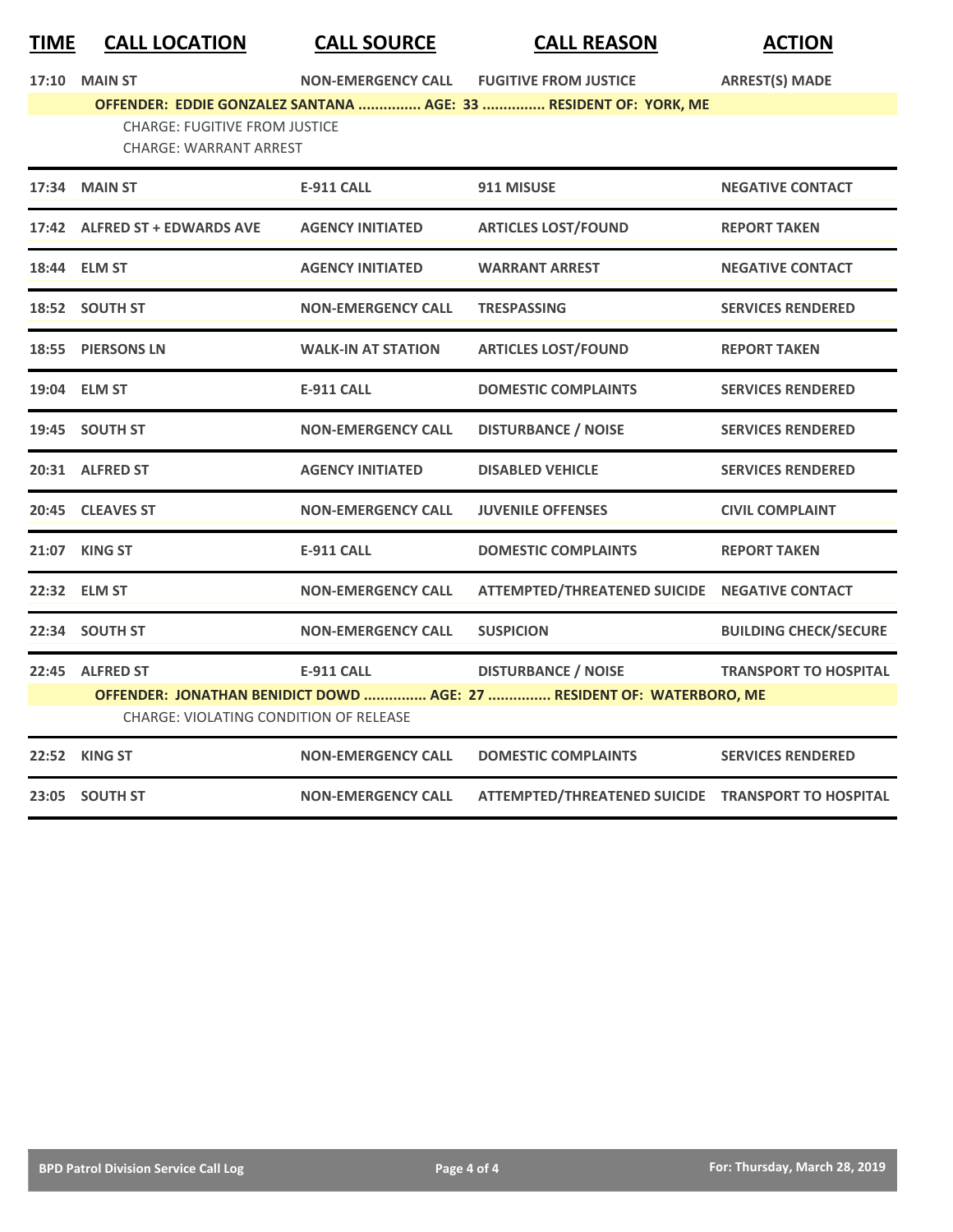| TIME | CALL LOCATION | CALL SOURCE | CALL REASON | ACTION |
| --- | --- | --- | --- | --- |
| 17:10 | MAIN ST | NON-EMERGENCY CALL | FUGITIVE FROM JUSTICE | ARREST(S) MADE |
| | **OFFENDER: EDDIE GONZALEZ SANTANA ............... AGE: 33 ............... RESIDENT OF: YORK, ME** | | | |
| | CHARGE: FUGITIVE FROM JUSTICE | | | |
| | CHARGE: WARRANT ARREST | | | |
| 17:34 | MAIN ST | E-911 CALL | 911 MISUSE | NEGATIVE CONTACT |
| 17:42 | ALFRED ST + EDWARDS AVE | AGENCY INITIATED | ARTICLES LOST/FOUND | REPORT TAKEN |
| 18:44 | ELM ST | AGENCY INITIATED | WARRANT ARREST | NEGATIVE CONTACT |
| 18:52 | SOUTH ST | NON-EMERGENCY CALL | TRESPASSING | SERVICES RENDERED |
| 18:55 | PIERSONS LN | WALK-IN AT STATION | ARTICLES LOST/FOUND | REPORT TAKEN |
| 19:04 | ELM ST | E-911 CALL | DOMESTIC COMPLAINTS | SERVICES RENDERED |
| 19:45 | SOUTH ST | NON-EMERGENCY CALL | DISTURBANCE / NOISE | SERVICES RENDERED |
| 20:31 | ALFRED ST | AGENCY INITIATED | DISABLED VEHICLE | SERVICES RENDERED |
| 20:45 | CLEAVES ST | NON-EMERGENCY CALL | JUVENILE OFFENSES | CIVIL COMPLAINT |
| 21:07 | KING ST | E-911 CALL | DOMESTIC COMPLAINTS | REPORT TAKEN |
| 22:32 | ELM ST | NON-EMERGENCY CALL | ATTEMPTED/THREATENED SUICIDE | NEGATIVE CONTACT |
| 22:34 | SOUTH ST | NON-EMERGENCY CALL | SUSPICION | BUILDING CHECK/SECURE |
| 22:45 | ALFRED ST | E-911 CALL | DISTURBANCE / NOISE | TRANSPORT TO HOSPITAL |
| | **OFFENDER: JONATHAN BENIDICT DOWD ............... AGE: 27 ............... RESIDENT OF: WATERBORO, ME** | | | |
| | CHARGE: VIOLATING CONDITION OF RELEASE | | | |
| 22:52 | KING ST | NON-EMERGENCY CALL | DOMESTIC COMPLAINTS | SERVICES RENDERED |
| 23:05 | SOUTH ST | NON-EMERGENCY CALL | ATTEMPTED/THREATENED SUICIDE | TRANSPORT TO HOSPITAL |